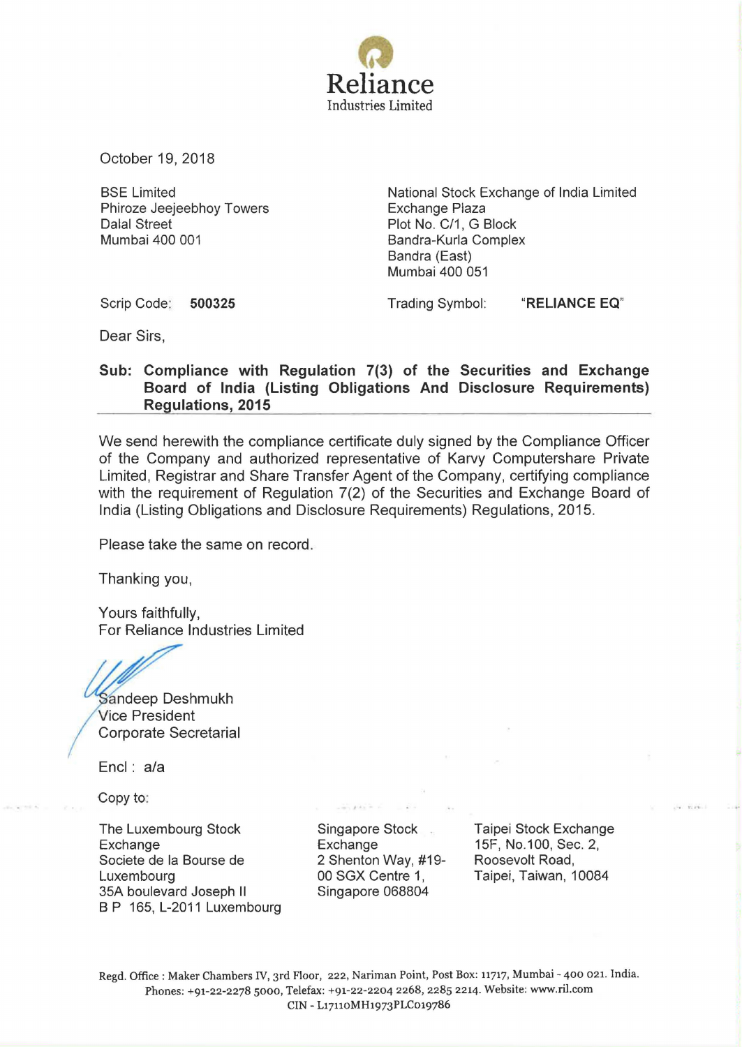**Reliance**
Industries Limited

October 19, 2018

| BSE Limited<br>Phiroze Jeejeebhoy Towers<br>Dalal Street<br>Mumbai 400 001 | National Stock Exchange of India Limited<br>Exchange Plaza<br>Plot No. C/1, G Block<br>Bandra-Kurla Complex<br>Bandra (East)<br>Mumbai 400 051 |
|---|---|
| Scrip Code: **500325** | Trading Symbol: **"RELIANCE EQ"** |

Dear Sirs,

**Sub: Compliance with Regulation 7(3) of the Securities and Exchange Board of India (Listing Obligations And Disclosure Requirements) Regulations, 2015**

We send herewith the compliance certificate duly signed by the Compliance Officer of the Company and authorized representative of Karvy Computershare Private Limited, Registrar and Share Transfer Agent of the Company, certifying compliance with the requirement of Regulation 7(2) of the Securities and Exchange Board of India (Listing Obligations and Disclosure Requirements) Regulations, 2015.

Please take the same on record.

Thanking you,

Yours faithfully,
For Reliance Industries Limited

Sandeep Deshmukh
Vice President
Corporate Secretarial

Encl : a/a

Copy to:

| The Luxembourg Stock Exchange<br>Societe de la Bourse de Luxembourg<br>35A boulevard Joseph II<br>B P 165, L-2011 Luxembourg | Singapore Stock Exchange<br>2 Shenton Way, #19-00 SGX Centre 1,<br>Singapore 068804 | Taipei Stock Exchange<br>15F, No.100, Sec. 2,<br>Roosevolt Road,<br>Taipei, Taiwan, 10084 |
|---|---|---|

Regd. Office : Maker Chambers IV, 3rd Floor, 222, Nariman Point, Post Box: 11717, Mumbai - 400 021. India.
Phones: +91-22-2278 5000, Telefax: +91-22-2204 2268, 2285 2214. Website: www.ril.com
CIN - L17110MH1973PLC019786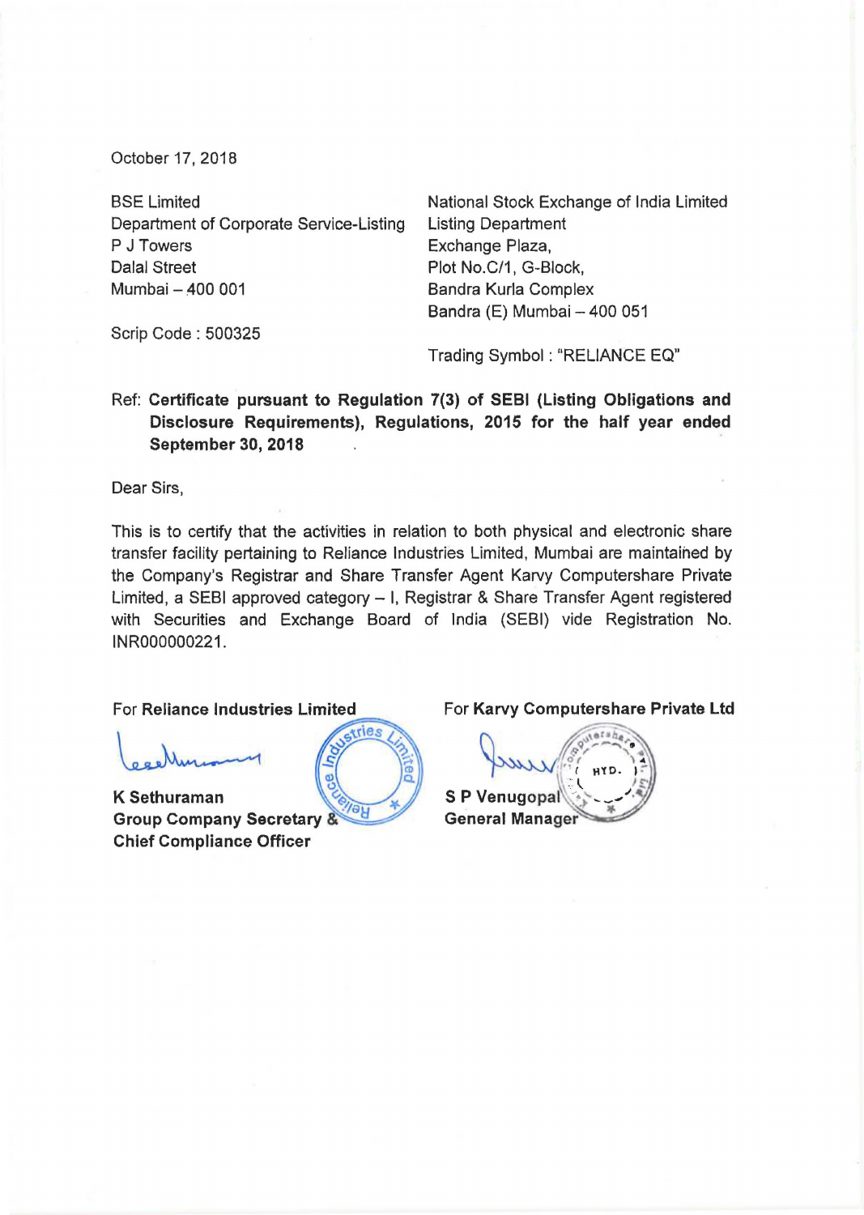October 17, 2018

BSE Limited
Department of Corporate Service-Listing
P J Towers
Dalal Street
Mumbai – 400 001

Scrip Code : 500325

National Stock Exchange of India Limited
Listing Department
Exchange Plaza,
Plot No.C/1, G-Block,
Bandra Kurla Complex
Bandra (E) Mumbai – 400 051

Trading Symbol : "RELIANCE EQ"

Ref: **Certificate pursuant to Regulation 7(3) of SEBI (Listing Obligations and Disclosure Requirements), Regulations, 2015 for the half year ended September 30, 2018**

Dear Sirs,

This is to certify that the activities in relation to both physical and electronic share transfer facility pertaining to Reliance Industries Limited, Mumbai are maintained by the Company's Registrar and Share Transfer Agent Karvy Computershare Private Limited, a SEBI approved category – I, Registrar & Share Transfer Agent registered with Securities and Exchange Board of India (SEBI) vide Registration No. INR000000221.

For **Reliance Industries Limited**

**K Sethuraman**
**Group Company Secretary &**
**Chief Compliance Officer**

For **Karvy Computershare Private Ltd**

**S P Venugopal**
**General Manager**